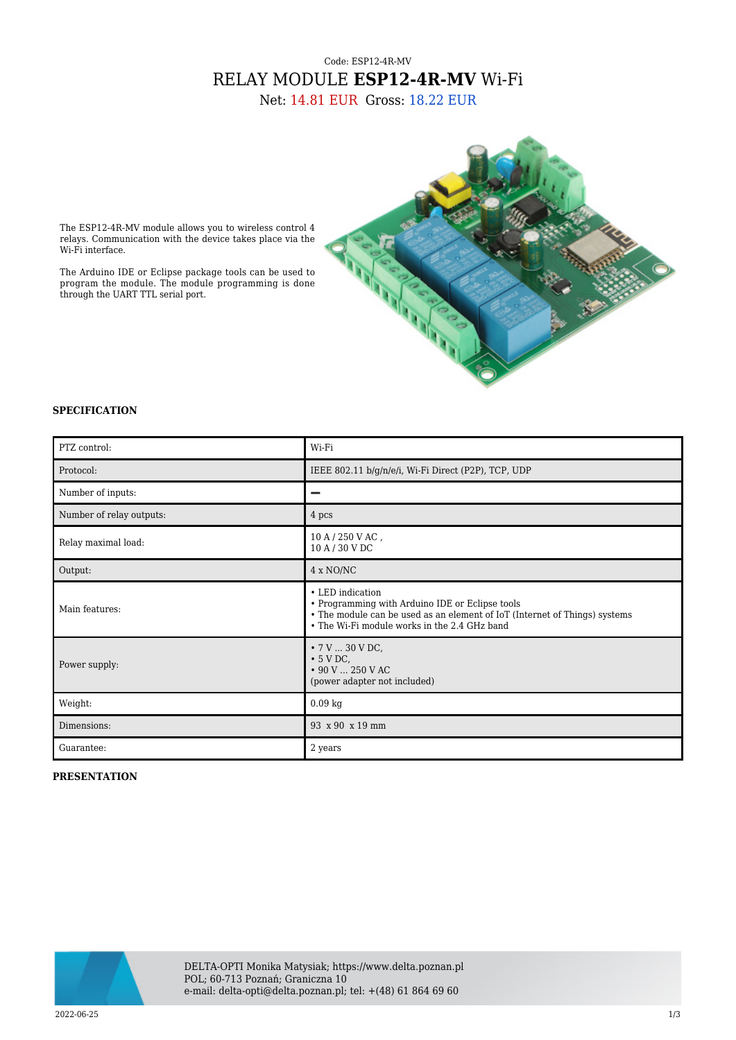Code: ESP12-4R-MV

# RELAY MODULE **ESP12-4R-MV** Wi-Fi

Net: 14.81 EUR Gross: 18.22 EUR

The ESP12-4R-MV module allows you to wireless control 4 relays. Communication with the device takes place via the Wi-Fi interface.

The Arduino IDE or Eclipse package tools can be used to program the module. The module programming is done through the UART TTL serial port.

## SPECIFICATION

| | |
|---|---|
| PTZ control: | Wi-Fi |
| Protocol: | IEEE 802.11 b/g/n/e/i, Wi-Fi Direct (P2P), TCP, UDP |
| Number of inputs: | **–** |
| Number of relay outputs: | 4 pcs |
| Relay maximal load: | 10 A / 250 V AC ,<br>10 A / 30 V DC |
| Output: | 4 x NO/NC |
| Main features: | • LED indication<br>• Programming with Arduino IDE or Eclipse tools<br>• The module can be used as an element of IoT (Internet of Things) systems<br>• The Wi-Fi module works in the 2.4 GHz band |
| Power supply: | • 7 V ... 30 V DC,<br>• 5 V DC,<br>• 90 V ... 250 V AC<br>(power adapter not included) |
| Weight: | 0.09 kg |
| Dimensions: | 93 x 90 x 19 mm |
| Guarantee: | 2 years |

## PRESENTATION

DELTA-OPTI Monika Matysiak; https://www.delta.poznan.pl
POL; 60-713 Poznań; Graniczna 10
e-mail: delta-opti@delta.poznan.pl; tel: +(48) 61 864 69 60

2022-06-25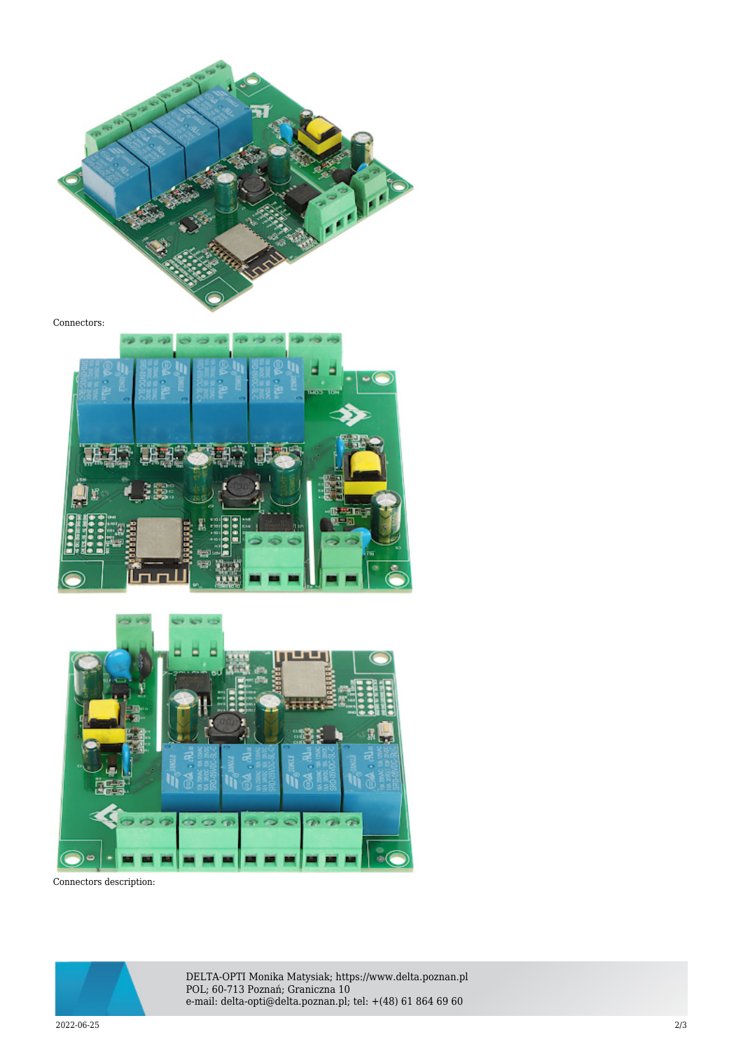Connectors:

Connectors description: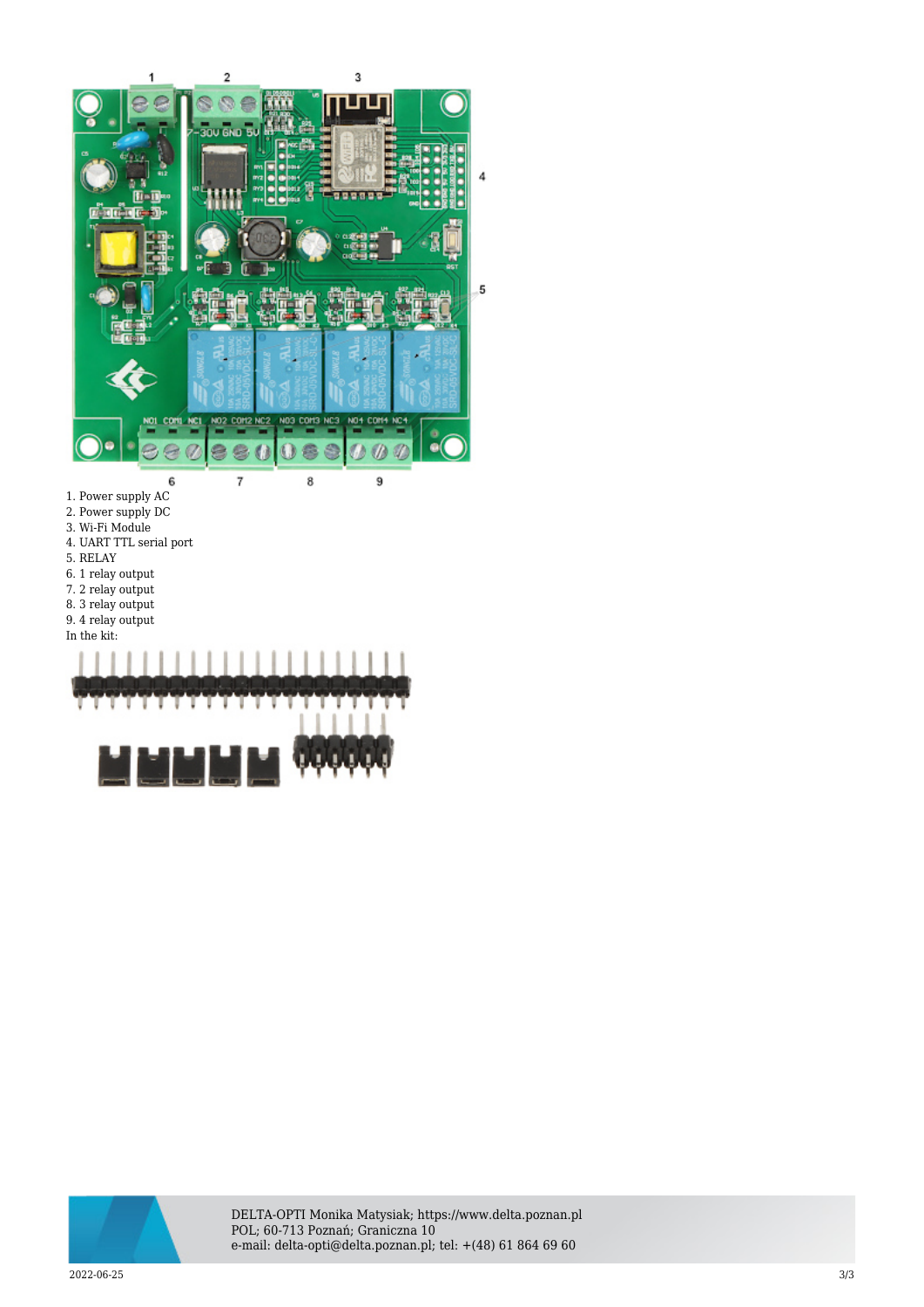1. Power supply AC
2. Power supply DC
3. Wi-Fi Module
4. UART TTL serial port
5. RELAY
6. 1 relay output
7. 2 relay output
8. 3 relay output
9. 4 relay output

In the kit: